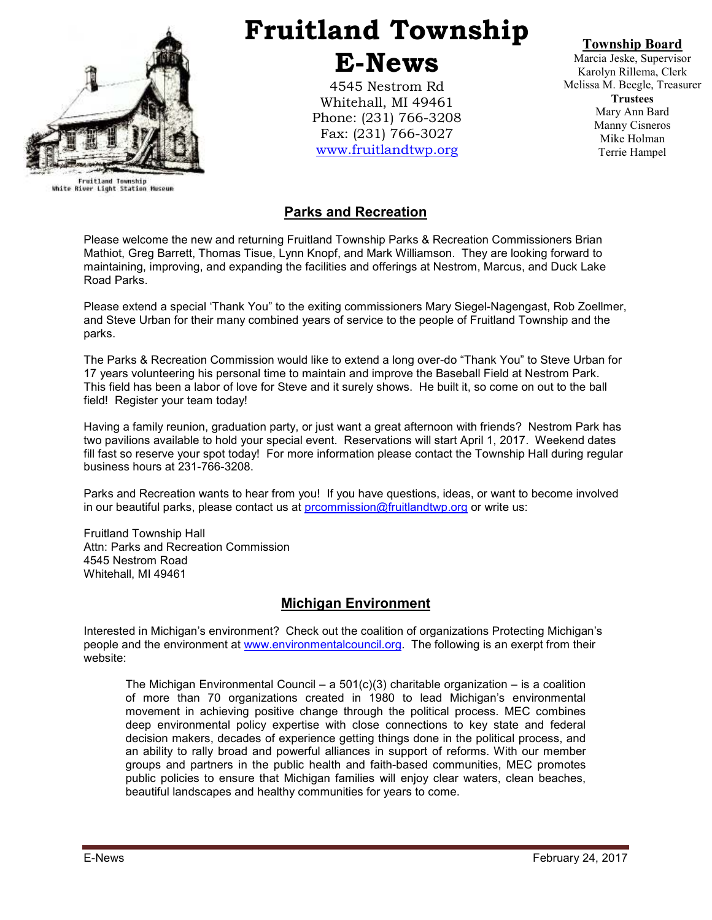# Fruitland Township E-News

Fruitland Township White River Light Station Museum

4545 Nestrom Rd
Whitehall, MI 49461
Phone: (231) 766-3208
Fax: (231) 766-3027
www.fruitlandtwp.org

**Township Board**
Marcia Jeske, Supervisor
Karolyn Rillema, Clerk
Melissa M. Beegle, Treasurer

**Trustees**
Mary Ann Bard
Manny Cisneros
Mike Holman
Terrie Hampel

## Parks and Recreation

Please welcome the new and returning Fruitland Township Parks & Recreation Commissioners Brian Mathiot, Greg Barrett, Thomas Tisue, Lynn Knopf, and Mark Williamson. They are looking forward to maintaining, improving, and expanding the facilities and offerings at Nestrom, Marcus, and Duck Lake Road Parks.

Please extend a special 'Thank You" to the exiting commissioners Mary Siegel-Nagengast, Rob Zoellmer, and Steve Urban for their many combined years of service to the people of Fruitland Township and the parks.

The Parks & Recreation Commission would like to extend a long over-do "Thank You" to Steve Urban for 17 years volunteering his personal time to maintain and improve the Baseball Field at Nestrom Park. This field has been a labor of love for Steve and it surely shows. He built it, so come on out to the ball field! Register your team today!

Having a family reunion, graduation party, or just want a great afternoon with friends? Nestrom Park has two pavilions available to hold your special event. Reservations will start April 1, 2017. Weekend dates fill fast so reserve your spot today! For more information please contact the Township Hall during regular business hours at 231-766-3208.

Parks and Recreation wants to hear from you! If you have questions, ideas, or want to become involved in our beautiful parks, please contact us at prcommission@fruitlandtwp.org or write us:

Fruitland Township Hall
Attn: Parks and Recreation Commission
4545 Nestrom Road
Whitehall, MI 49461

## Michigan Environment

Interested in Michigan's environment? Check out the coalition of organizations Protecting Michigan's people and the environment at www.environmentalcouncil.org. The following is an exerpt from their website:

> The Michigan Environmental Council – a 501(c)(3) charitable organization – is a coalition of more than 70 organizations created in 1980 to lead Michigan's environmental movement in achieving positive change through the political process. MEC combines deep environmental policy expertise with close connections to key state and federal decision makers, decades of experience getting things done in the political process, and an ability to rally broad and powerful alliances in support of reforms. With our member groups and partners in the public health and faith-based communities, MEC promotes public policies to ensure that Michigan families will enjoy clear waters, clean beaches, beautiful landscapes and healthy communities for years to come.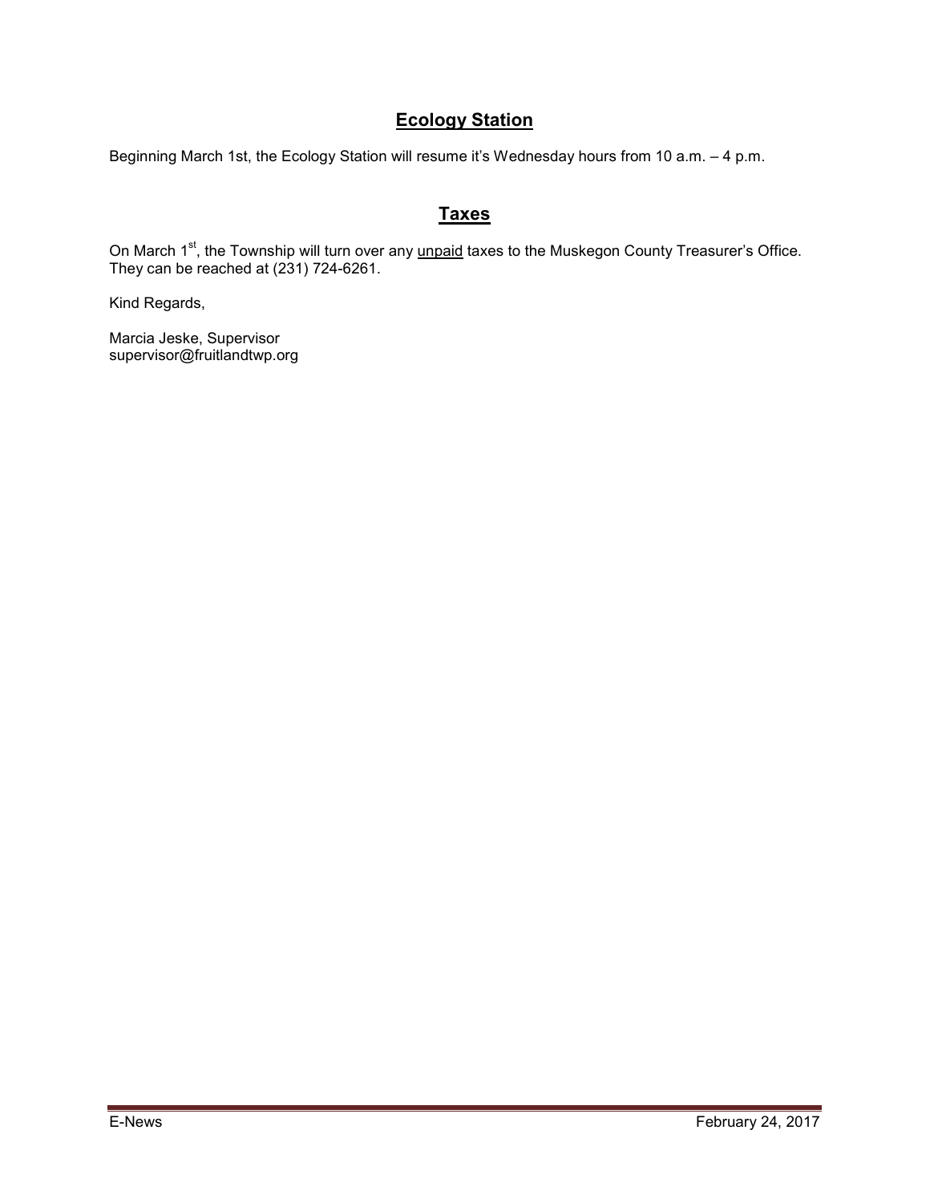## Ecology Station

Beginning March 1st, the Ecology Station will resume it's Wednesday hours from 10 a.m. – 4 p.m.

## Taxes

On March 1st, the Township will turn over any unpaid taxes to the Muskegon County Treasurer's Office. They can be reached at (231) 724-6261.

Kind Regards,

Marcia Jeske, Supervisor
supervisor@fruitlandtwp.org